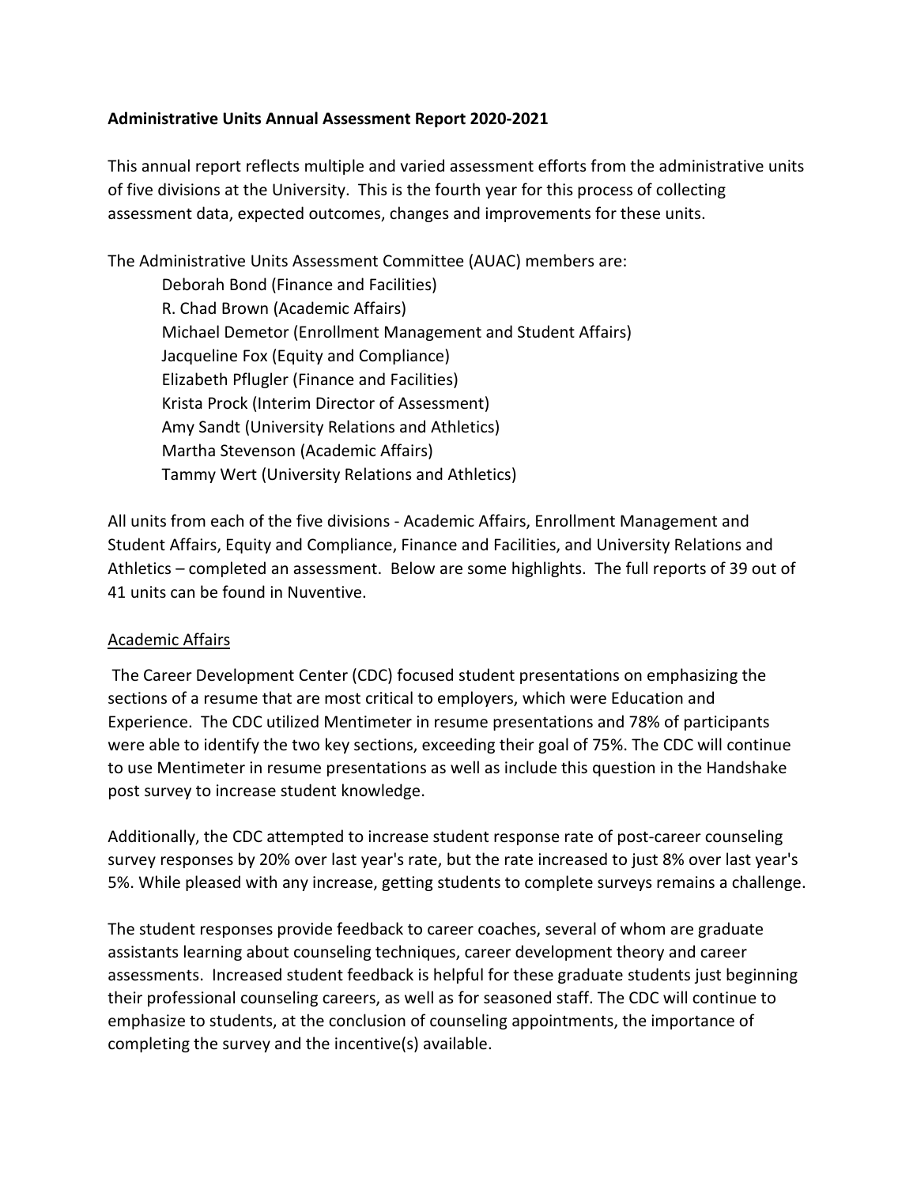**Administrative Units Annual Assessment Report 2020-2021**

This annual report reflects multiple and varied assessment efforts from the administrative units of five divisions at the University. This is the fourth year for this process of collecting assessment data, expected outcomes, changes and improvements for these units.

The Administrative Units Assessment Committee (AUAC) members are:

Deborah Bond (Finance and Facilities)
R. Chad Brown (Academic Affairs)
Michael Demetor (Enrollment Management and Student Affairs)
Jacqueline Fox (Equity and Compliance)
Elizabeth Pflugler (Finance and Facilities)
Krista Prock (Interim Director of Assessment)
Amy Sandt (University Relations and Athletics)
Martha Stevenson (Academic Affairs)
Tammy Wert (University Relations and Athletics)

All units from each of the five divisions - Academic Affairs, Enrollment Management and Student Affairs, Equity and Compliance, Finance and Facilities, and University Relations and Athletics – completed an assessment. Below are some highlights. The full reports of 39 out of 41 units can be found in Nuventive.

<u>Academic Affairs</u>

The Career Development Center (CDC) focused student presentations on emphasizing the sections of a resume that are most critical to employers, which were Education and Experience. The CDC utilized Mentimeter in resume presentations and 78% of participants were able to identify the two key sections, exceeding their goal of 75%. The CDC will continue to use Mentimeter in resume presentations as well as include this question in the Handshake post survey to increase student knowledge.

Additionally, the CDC attempted to increase student response rate of post-career counseling survey responses by 20% over last year's rate, but the rate increased to just 8% over last year's 5%. While pleased with any increase, getting students to complete surveys remains a challenge.

The student responses provide feedback to career coaches, several of whom are graduate assistants learning about counseling techniques, career development theory and career assessments. Increased student feedback is helpful for these graduate students just beginning their professional counseling careers, as well as for seasoned staff. The CDC will continue to emphasize to students, at the conclusion of counseling appointments, the importance of completing the survey and the incentive(s) available.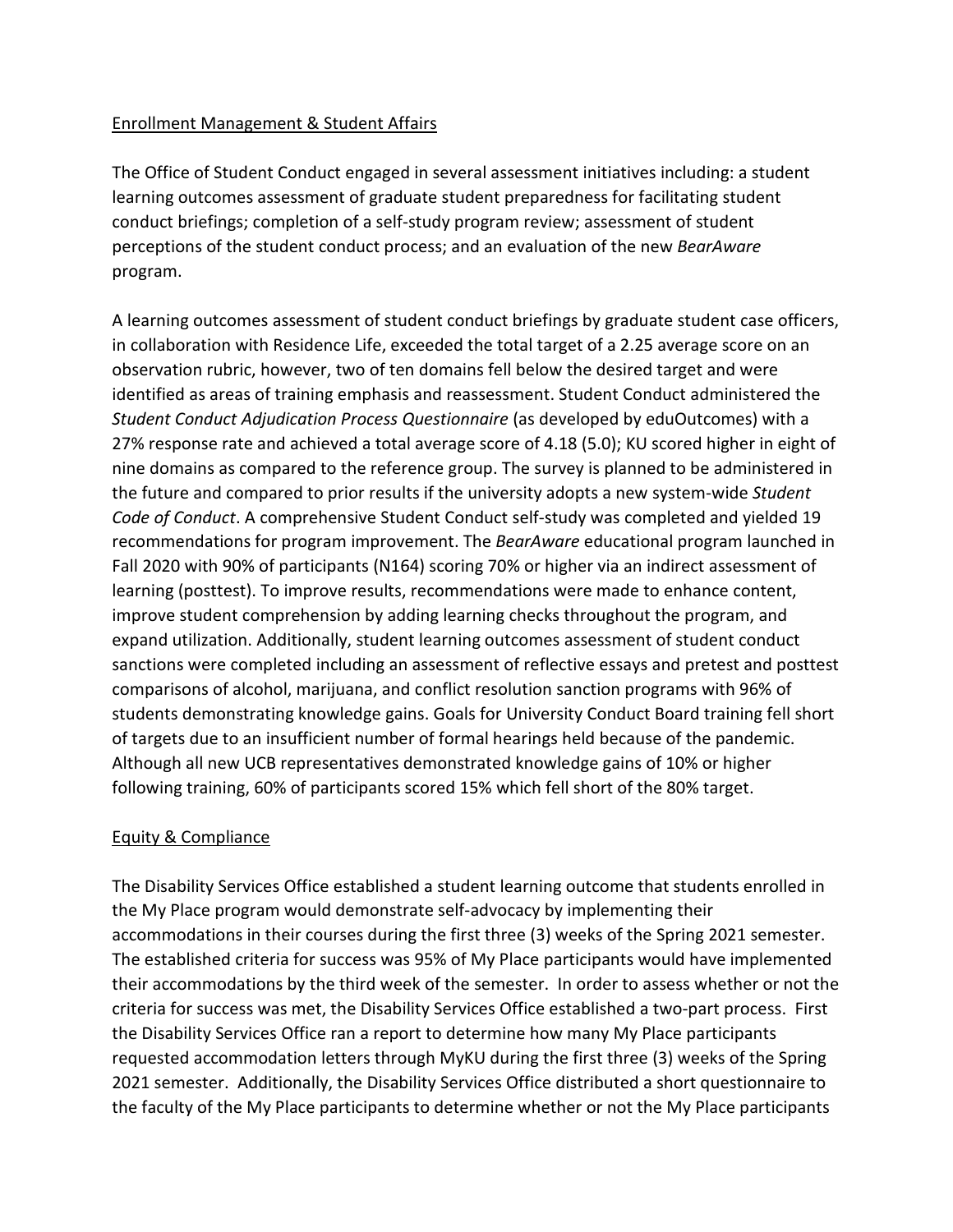## Enrollment Management & Student Affairs

The Office of Student Conduct engaged in several assessment initiatives including: a student learning outcomes assessment of graduate student preparedness for facilitating student conduct briefings; completion of a self-study program review; assessment of student perceptions of the student conduct process; and an evaluation of the new *BearAware* program.

A learning outcomes assessment of student conduct briefings by graduate student case officers, in collaboration with Residence Life, exceeded the total target of a 2.25 average score on an observation rubric, however, two of ten domains fell below the desired target and were identified as areas of training emphasis and reassessment. Student Conduct administered the *Student Conduct Adjudication Process Questionnaire* (as developed by eduOutcomes) with a 27% response rate and achieved a total average score of 4.18 (5.0); KU scored higher in eight of nine domains as compared to the reference group. The survey is planned to be administered in the future and compared to prior results if the university adopts a new system-wide *Student Code of Conduct*. A comprehensive Student Conduct self-study was completed and yielded 19 recommendations for program improvement. The *BearAware* educational program launched in Fall 2020 with 90% of participants (N164) scoring 70% or higher via an indirect assessment of learning (posttest). To improve results, recommendations were made to enhance content, improve student comprehension by adding learning checks throughout the program, and expand utilization. Additionally, student learning outcomes assessment of student conduct sanctions were completed including an assessment of reflective essays and pretest and posttest comparisons of alcohol, marijuana, and conflict resolution sanction programs with 96% of students demonstrating knowledge gains. Goals for University Conduct Board training fell short of targets due to an insufficient number of formal hearings held because of the pandemic. Although all new UCB representatives demonstrated knowledge gains of 10% or higher following training, 60% of participants scored 15% which fell short of the 80% target.

## Equity & Compliance

The Disability Services Office established a student learning outcome that students enrolled in the My Place program would demonstrate self-advocacy by implementing their accommodations in their courses during the first three (3) weeks of the Spring 2021 semester. The established criteria for success was 95% of My Place participants would have implemented their accommodations by the third week of the semester. In order to assess whether or not the criteria for success was met, the Disability Services Office established a two-part process. First the Disability Services Office ran a report to determine how many My Place participants requested accommodation letters through MyKU during the first three (3) weeks of the Spring 2021 semester. Additionally, the Disability Services Office distributed a short questionnaire to the faculty of the My Place participants to determine whether or not the My Place participants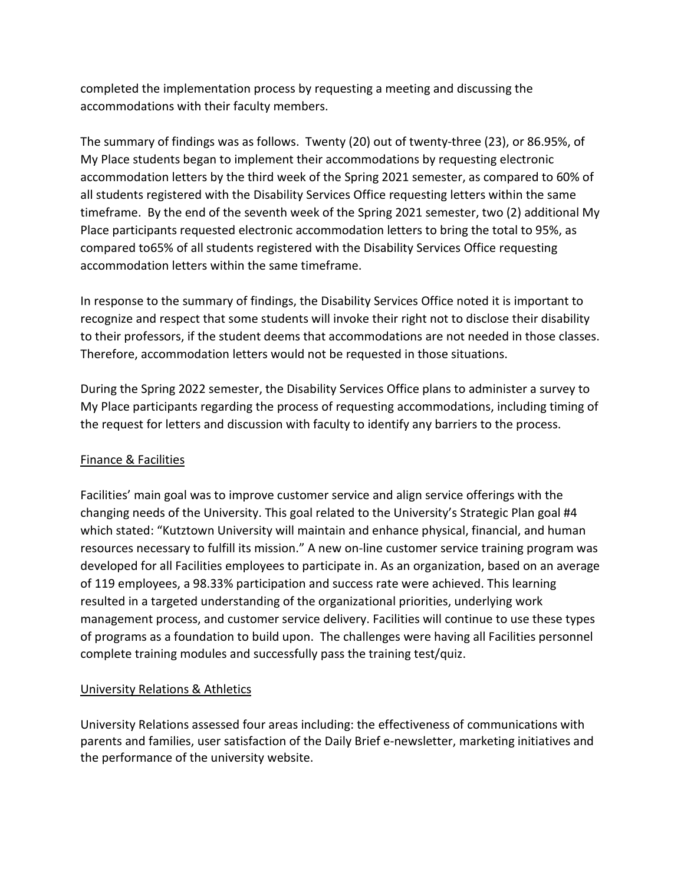completed the implementation process by requesting a meeting and discussing the accommodations with their faculty members.

The summary of findings was as follows. Twenty (20) out of twenty-three (23), or 86.95%, of My Place students began to implement their accommodations by requesting electronic accommodation letters by the third week of the Spring 2021 semester, as compared to 60% of all students registered with the Disability Services Office requesting letters within the same timeframe. By the end of the seventh week of the Spring 2021 semester, two (2) additional My Place participants requested electronic accommodation letters to bring the total to 95%, as compared to65% of all students registered with the Disability Services Office requesting accommodation letters within the same timeframe.

In response to the summary of findings, the Disability Services Office noted it is important to recognize and respect that some students will invoke their right not to disclose their disability to their professors, if the student deems that accommodations are not needed in those classes. Therefore, accommodation letters would not be requested in those situations.

During the Spring 2022 semester, the Disability Services Office plans to administer a survey to My Place participants regarding the process of requesting accommodations, including timing of the request for letters and discussion with faculty to identify any barriers to the process.

<u>Finance & Facilities</u>

Facilities' main goal was to improve customer service and align service offerings with the changing needs of the University. This goal related to the University's Strategic Plan goal #4 which stated: "Kutztown University will maintain and enhance physical, financial, and human resources necessary to fulfill its mission." A new on-line customer service training program was developed for all Facilities employees to participate in. As an organization, based on an average of 119 employees, a 98.33% participation and success rate were achieved. This learning resulted in a targeted understanding of the organizational priorities, underlying work management process, and customer service delivery. Facilities will continue to use these types of programs as a foundation to build upon. The challenges were having all Facilities personnel complete training modules and successfully pass the training test/quiz.

<u>University Relations & Athletics</u>

University Relations assessed four areas including: the effectiveness of communications with parents and families, user satisfaction of the Daily Brief e-newsletter, marketing initiatives and the performance of the university website.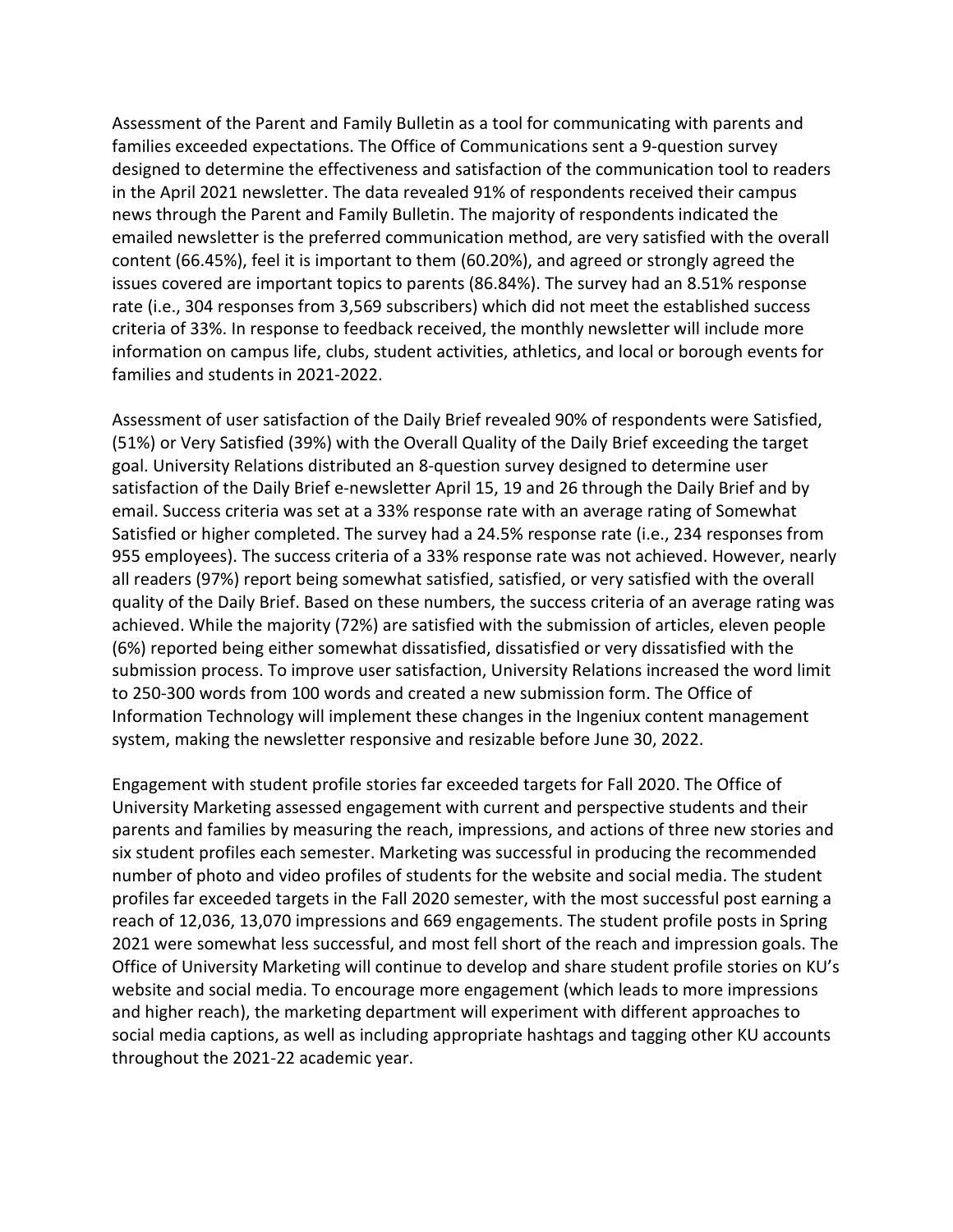Assessment of the Parent and Family Bulletin as a tool for communicating with parents and families exceeded expectations. The Office of Communications sent a 9-question survey designed to determine the effectiveness and satisfaction of the communication tool to readers in the April 2021 newsletter. The data revealed 91% of respondents received their campus news through the Parent and Family Bulletin. The majority of respondents indicated the emailed newsletter is the preferred communication method, are very satisfied with the overall content (66.45%), feel it is important to them (60.20%), and agreed or strongly agreed the issues covered are important topics to parents (86.84%). The survey had an 8.51% response rate (i.e., 304 responses from 3,569 subscribers) which did not meet the established success criteria of 33%. In response to feedback received, the monthly newsletter will include more information on campus life, clubs, student activities, athletics, and local or borough events for families and students in 2021-2022.

Assessment of user satisfaction of the Daily Brief revealed 90% of respondents were Satisfied, (51%) or Very Satisfied (39%) with the Overall Quality of the Daily Brief exceeding the target goal. University Relations distributed an 8-question survey designed to determine user satisfaction of the Daily Brief e-newsletter April 15, 19 and 26 through the Daily Brief and by email. Success criteria was set at a 33% response rate with an average rating of Somewhat Satisfied or higher completed. The survey had a 24.5% response rate (i.e., 234 responses from 955 employees). The success criteria of a 33% response rate was not achieved. However, nearly all readers (97%) report being somewhat satisfied, satisfied, or very satisfied with the overall quality of the Daily Brief. Based on these numbers, the success criteria of an average rating was achieved. While the majority (72%) are satisfied with the submission of articles, eleven people (6%) reported being either somewhat dissatisfied, dissatisfied or very dissatisfied with the submission process. To improve user satisfaction, University Relations increased the word limit to 250-300 words from 100 words and created a new submission form. The Office of Information Technology will implement these changes in the Ingeniux content management system, making the newsletter responsive and resizable before June 30, 2022.

Engagement with student profile stories far exceeded targets for Fall 2020. The Office of University Marketing assessed engagement with current and perspective students and their parents and families by measuring the reach, impressions, and actions of three new stories and six student profiles each semester. Marketing was successful in producing the recommended number of photo and video profiles of students for the website and social media. The student profiles far exceeded targets in the Fall 2020 semester, with the most successful post earning a reach of 12,036, 13,070 impressions and 669 engagements. The student profile posts in Spring 2021 were somewhat less successful, and most fell short of the reach and impression goals. The Office of University Marketing will continue to develop and share student profile stories on KU's website and social media. To encourage more engagement (which leads to more impressions and higher reach), the marketing department will experiment with different approaches to social media captions, as well as including appropriate hashtags and tagging other KU accounts throughout the 2021-22 academic year.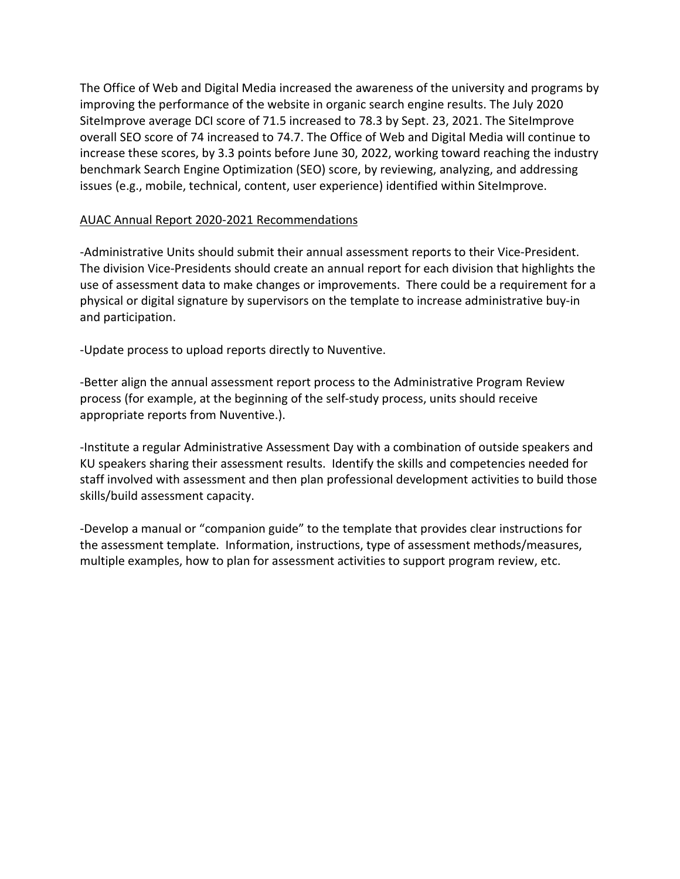The Office of Web and Digital Media increased the awareness of the university and programs by improving the performance of the website in organic search engine results. The July 2020 SiteImprove average DCI score of 71.5 increased to 78.3 by Sept. 23, 2021. The SiteImprove overall SEO score of 74 increased to 74.7. The Office of Web and Digital Media will continue to increase these scores, by 3.3 points before June 30, 2022, working toward reaching the industry benchmark Search Engine Optimization (SEO) score, by reviewing, analyzing, and addressing issues (e.g., mobile, technical, content, user experience) identified within SiteImprove.

<u>AUAC Annual Report 2020-2021 Recommendations</u>

-Administrative Units should submit their annual assessment reports to their Vice-President. The division Vice-Presidents should create an annual report for each division that highlights the use of assessment data to make changes or improvements. There could be a requirement for a physical or digital signature by supervisors on the template to increase administrative buy-in and participation.

-Update process to upload reports directly to Nuventive.

-Better align the annual assessment report process to the Administrative Program Review process (for example, at the beginning of the self-study process, units should receive appropriate reports from Nuventive.).

-Institute a regular Administrative Assessment Day with a combination of outside speakers and KU speakers sharing their assessment results. Identify the skills and competencies needed for staff involved with assessment and then plan professional development activities to build those skills/build assessment capacity.

-Develop a manual or "companion guide" to the template that provides clear instructions for the assessment template. Information, instructions, type of assessment methods/measures, multiple examples, how to plan for assessment activities to support program review, etc.